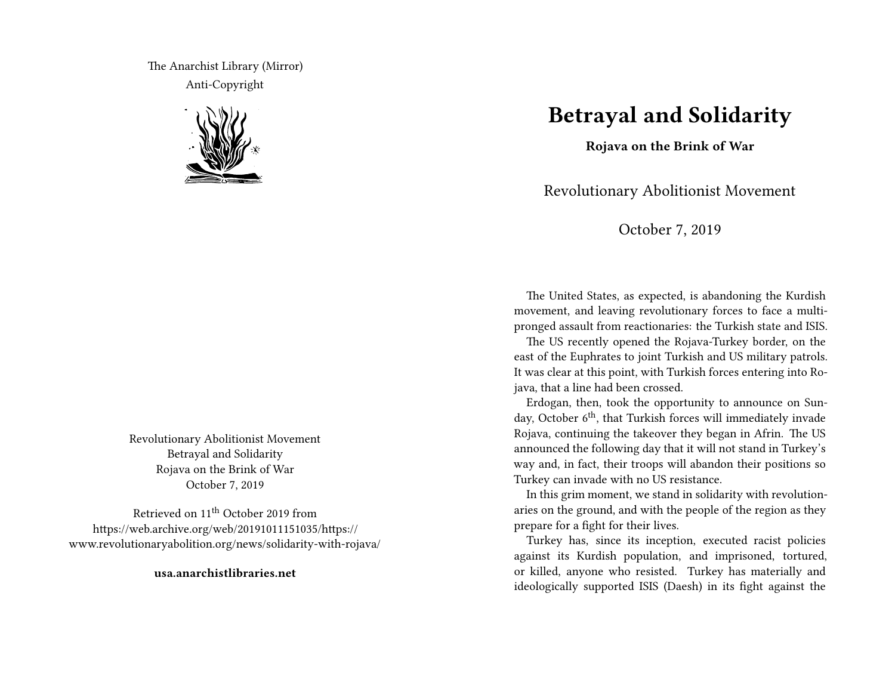The Anarchist Library (Mirror)
Anti-Copyright

Revolutionary Abolitionist Movement
Betrayal and Solidarity
Rojava on the Brink of War
October 7, 2019

Retrieved on 11th October 2019 from https://web.archive.org/web/20191011151035/https://www.revolutionaryabolition.org/news/solidarity-with-rojava/

**usa.anarchistlibraries.net**

# Betrayal and Solidarity

**Rojava on the Brink of War**

Revolutionary Abolitionist Movement

October 7, 2019

The United States, as expected, is abandoning the Kurdish movement, and leaving revolutionary forces to face a multi-pronged assault from reactionaries: the Turkish state and ISIS.

The US recently opened the Rojava-Turkey border, on the east of the Euphrates to joint Turkish and US military patrols. It was clear at this point, with Turkish forces entering into Rojava, that a line had been crossed.

Erdogan, then, took the opportunity to announce on Sunday, October 6th, that Turkish forces will immediately invade Rojava, continuing the takeover they began in Afrin. The US announced the following day that it will not stand in Turkey's way and, in fact, their troops will abandon their positions so Turkey can invade with no US resistance.

In this grim moment, we stand in solidarity with revolutionaries on the ground, and with the people of the region as they prepare for a fight for their lives.

Turkey has, since its inception, executed racist policies against its Kurdish population, and imprisoned, tortured, or killed, anyone who resisted. Turkey has materially and ideologically supported ISIS (Daesh) in its fight against the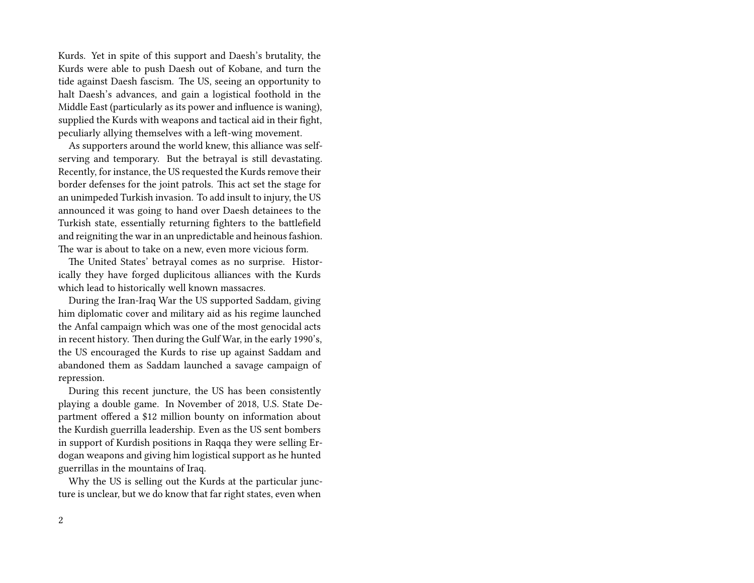Kurds. Yet in spite of this support and Daesh's brutality, the Kurds were able to push Daesh out of Kobane, and turn the tide against Daesh fascism. The US, seeing an opportunity to halt Daesh's advances, and gain a logistical foothold in the Middle East (particularly as its power and influence is waning), supplied the Kurds with weapons and tactical aid in their fight, peculiarly allying themselves with a left-wing movement.

As supporters around the world knew, this alliance was self-serving and temporary. But the betrayal is still devastating. Recently, for instance, the US requested the Kurds remove their border defenses for the joint patrols. This act set the stage for an unimpeded Turkish invasion. To add insult to injury, the US announced it was going to hand over Daesh detainees to the Turkish state, essentially returning fighters to the battlefield and reigniting the war in an unpredictable and heinous fashion. The war is about to take on a new, even more vicious form.

The United States' betrayal comes as no surprise. Historically they have forged duplicitous alliances with the Kurds which lead to historically well known massacres.

During the Iran-Iraq War the US supported Saddam, giving him diplomatic cover and military aid as his regime launched the Anfal campaign which was one of the most genocidal acts in recent history. Then during the Gulf War, in the early 1990's, the US encouraged the Kurds to rise up against Saddam and abandoned them as Saddam launched a savage campaign of repression.

During this recent juncture, the US has been consistently playing a double game. In November of 2018, U.S. State Department offered a $12 million bounty on information about the Kurdish guerrilla leadership. Even as the US sent bombers in support of Kurdish positions in Raqqa they were selling Erdogan weapons and giving him logistical support as he hunted guerrillas in the mountains of Iraq.

Why the US is selling out the Kurds at the particular juncture is unclear, but we do know that far right states, even when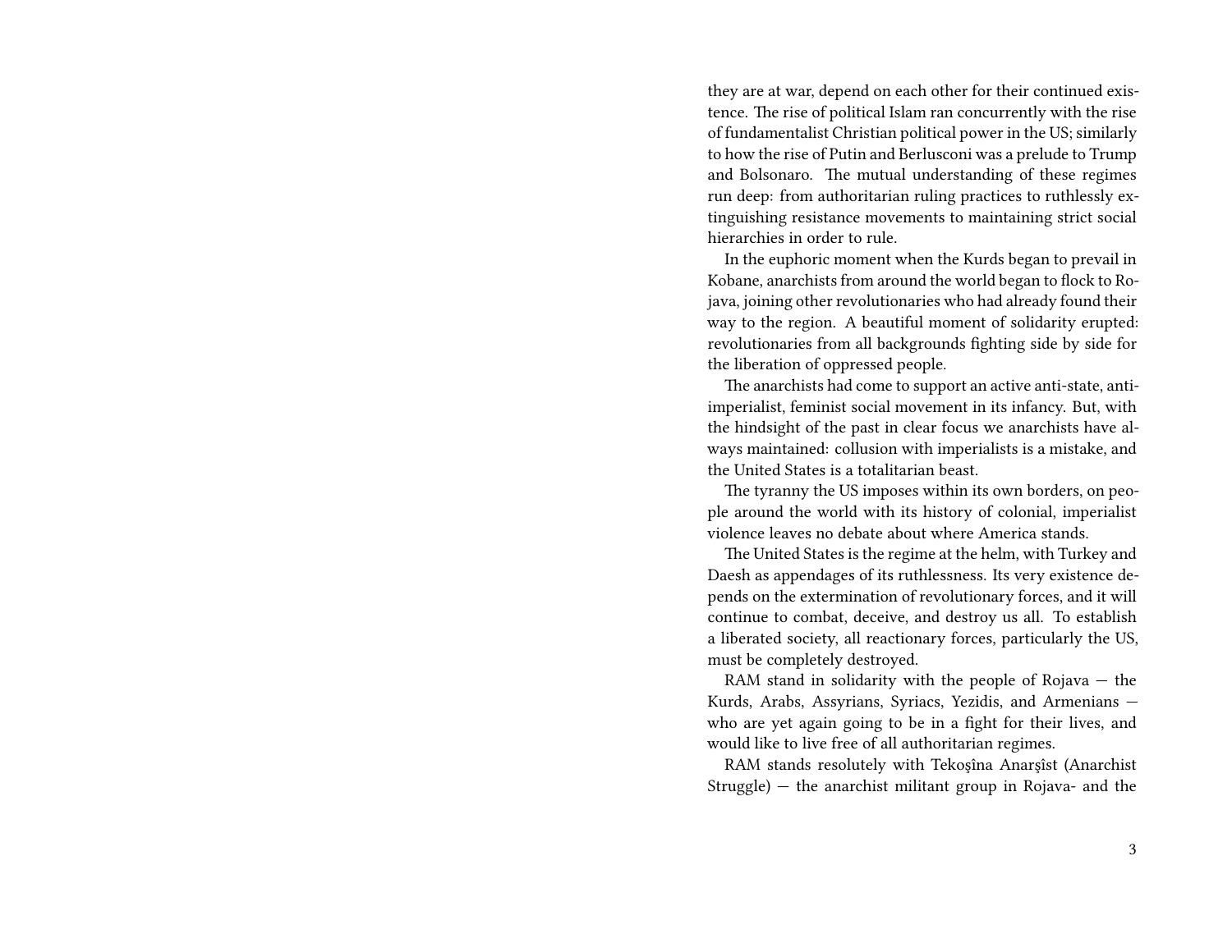they are at war, depend on each other for their continued existence. The rise of political Islam ran concurrently with the rise of fundamentalist Christian political power in the US; similarly to how the rise of Putin and Berlusconi was a prelude to Trump and Bolsonaro. The mutual understanding of these regimes run deep: from authoritarian ruling practices to ruthlessly extinguishing resistance movements to maintaining strict social hierarchies in order to rule.

In the euphoric moment when the Kurds began to prevail in Kobane, anarchists from around the world began to flock to Rojava, joining other revolutionaries who had already found their way to the region. A beautiful moment of solidarity erupted: revolutionaries from all backgrounds fighting side by side for the liberation of oppressed people.

The anarchists had come to support an active anti-state, anti-imperialist, feminist social movement in its infancy. But, with the hindsight of the past in clear focus we anarchists have always maintained: collusion with imperialists is a mistake, and the United States is a totalitarian beast.

The tyranny the US imposes within its own borders, on people around the world with its history of colonial, imperialist violence leaves no debate about where America stands.

The United States is the regime at the helm, with Turkey and Daesh as appendages of its ruthlessness. Its very existence depends on the extermination of revolutionary forces, and it will continue to combat, deceive, and destroy us all. To establish a liberated society, all reactionary forces, particularly the US, must be completely destroyed.

RAM stand in solidarity with the people of Rojava — the Kurds, Arabs, Assyrians, Syriacs, Yezidis, and Armenians — who are yet again going to be in a fight for their lives, and would like to live free of all authoritarian regimes.

RAM stands resolutely with Tekoşîna Anarşîst (Anarchist Struggle) — the anarchist militant group in Rojava- and the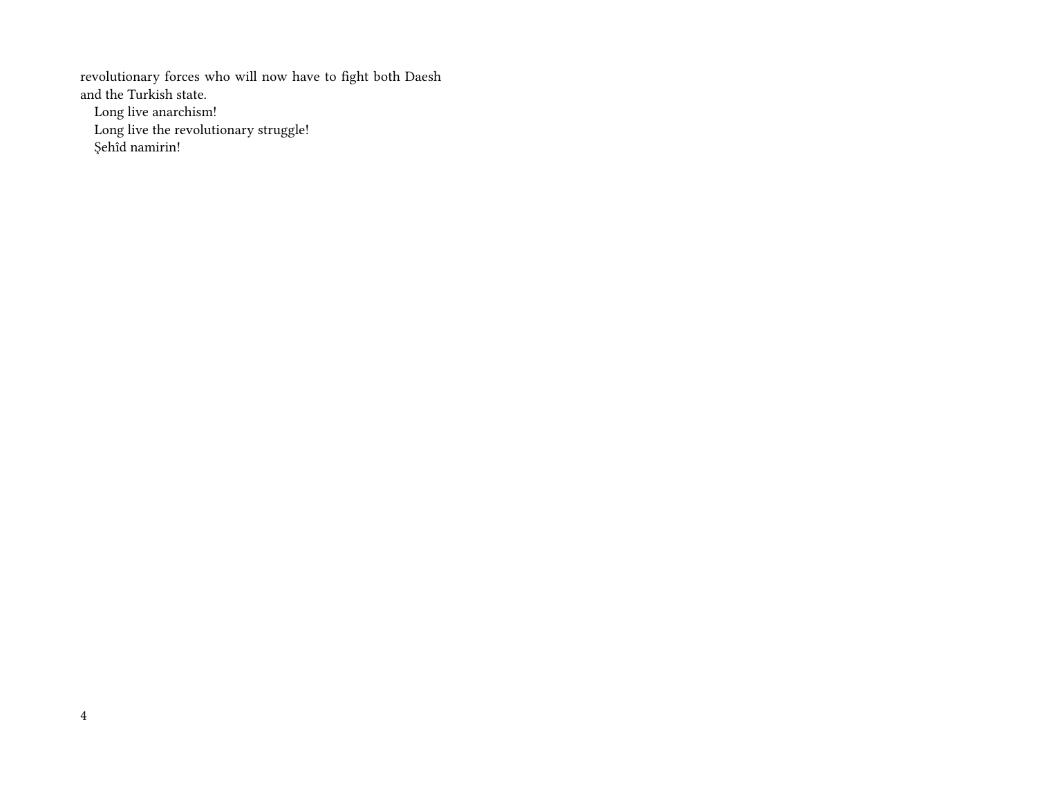revolutionary forces who will now have to fight both Daesh and the Turkish state.

Long live anarchism!

Long live the revolutionary struggle!

Şehîd namirin!